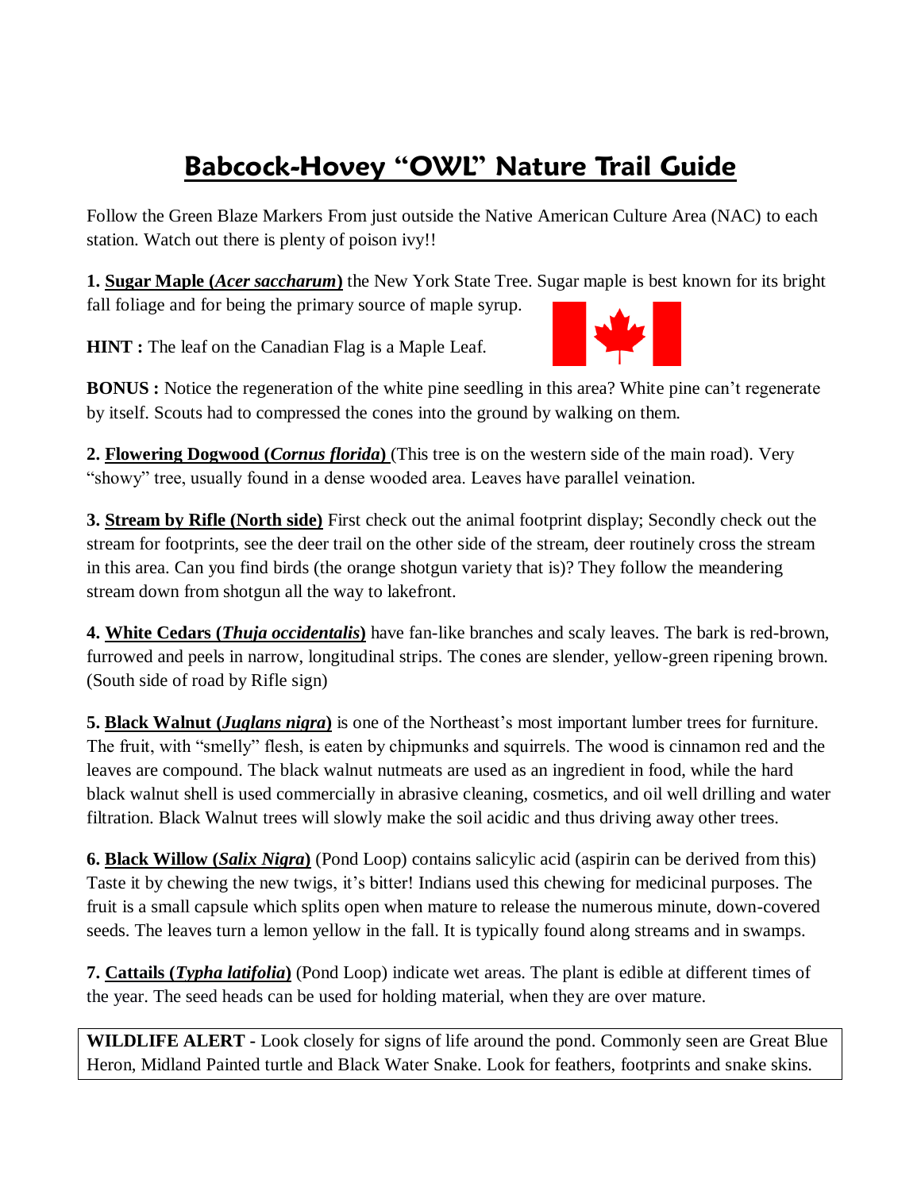// Babcock-Hovey "OWL" Nature Trail Guide

Follow the Green Blaze Markers From just outside the Native American Culture Area (NAC) to each station. Watch out there is plenty of poison ivy!!

**1. Sugar Maple (*Acer saccharum*)** the New York State Tree. Sugar maple is best known for its bright fall foliage and for being the primary source of maple syrup.

**HINT :** The leaf on the Canadian Flag is a Maple Leaf.

**BONUS :** Notice the regeneration of the white pine seedling in this area? White pine can't regenerate by itself. Scouts had to compressed the cones into the ground by walking on them.

**2. Flowering Dogwood (*Cornus florida*)** (This tree is on the western side of the main road). Very "showy" tree, usually found in a dense wooded area. Leaves have parallel veination.

**3. Stream by Rifle (North side)** First check out the animal footprint display; Secondly check out the stream for footprints, see the deer trail on the other side of the stream, deer routinely cross the stream in this area. Can you find birds (the orange shotgun variety that is)? They follow the meandering stream down from shotgun all the way to lakefront.

**4. White Cedars (*Thuja occidentalis*)** have fan-like branches and scaly leaves. The bark is red-brown, furrowed and peels in narrow, longitudinal strips. The cones are slender, yellow-green ripening brown. (South side of road by Rifle sign)

**5. Black Walnut (*Juglans nigra*)** is one of the Northeast's most important lumber trees for furniture. The fruit, with "smelly" flesh, is eaten by chipmunks and squirrels. The wood is cinnamon red and the leaves are compound. The black walnut nutmeats are used as an ingredient in food, while the hard black walnut shell is used commercially in abrasive cleaning, cosmetics, and oil well drilling and water filtration. Black Walnut trees will slowly make the soil acidic and thus driving away other trees.

**6. Black Willow (*Salix Nigra*)** (Pond Loop) contains salicylic acid (aspirin can be derived from this) Taste it by chewing the new twigs, it's bitter! Indians used this chewing for medicinal purposes. The fruit is a small capsule which splits open when mature to release the numerous minute, down-covered seeds. The leaves turn a lemon yellow in the fall. It is typically found along streams and in swamps.

**7. Cattails (*Typha latifolia*)** (Pond Loop) indicate wet areas. The plant is edible at different times of the year. The seed heads can be used for holding material, when they are over mature.

**WILDLIFE ALERT -** Look closely for signs of life around the pond. Commonly seen are Great Blue Heron, Midland Painted turtle and Black Water Snake. Look for feathers, footprints and snake skins.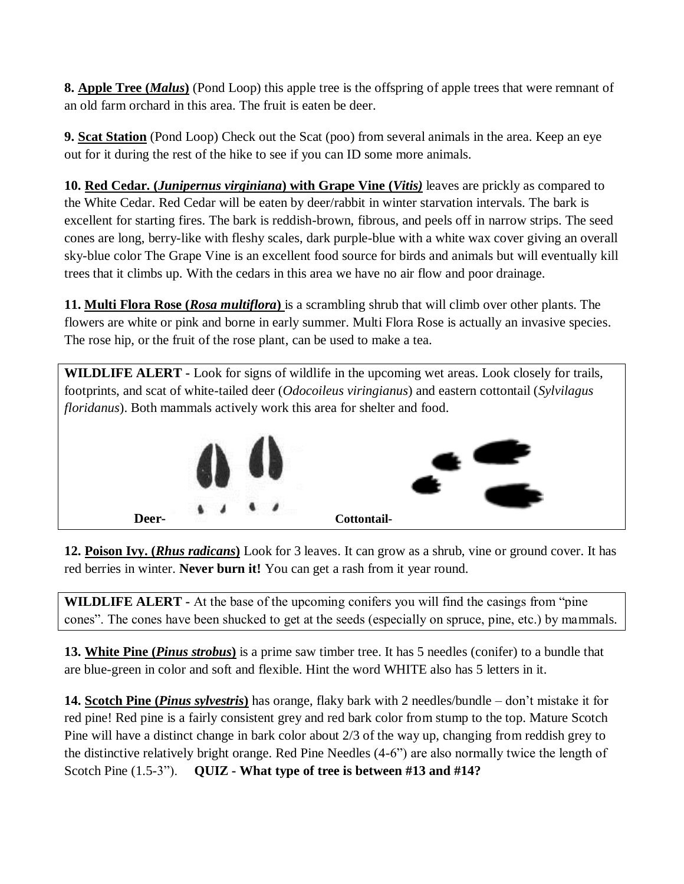**8. <u>Apple Tree (*Malus*)</u>** (Pond Loop) this apple tree is the offspring of apple trees that were remnant of an old farm orchard in this area. The fruit is eaten be deer.

**9. <u>Scat Station</u>** (Pond Loop) Check out the Scat (poo) from several animals in the area. Keep an eye out for it during the rest of the hike to see if you can ID some more animals.

**10. <u>Red Cedar. (*Junipernus virginiana*) with Grape Vine (*Vitis)*</u>** leaves are prickly as compared to the White Cedar. Red Cedar will be eaten by deer/rabbit in winter starvation intervals. The bark is excellent for starting fires. The bark is reddish-brown, fibrous, and peels off in narrow strips. The seed cones are long, berry-like with fleshy scales, dark purple-blue with a white wax cover giving an overall sky-blue color The Grape Vine is an excellent food source for birds and animals but will eventually kill trees that it climbs up. With the cedars in this area we have no air flow and poor drainage.

**11. <u>Multi Flora Rose (*Rosa multiflora*)</u>** is a scrambling shrub that will climb over other plants. The flowers are white or pink and borne in early summer. Multi Flora Rose is actually an invasive species. The rose hip, or the fruit of the rose plant, can be used to make a tea.

**WILDLIFE ALERT -** Look for signs of wildlife in the upcoming wet areas. Look closely for trails, footprints, and scat of white-tailed deer (*Odocoileus viringianus*) and eastern cottontail (*Sylvilagus floridanus*). Both mammals actively work this area for shelter and food.

**Deer-** **Cottontail-**

**12. <u>Poison Ivy. (*Rhus radicans*)</u>** Look for 3 leaves. It can grow as a shrub, vine or ground cover. It has red berries in winter. **Never burn it!** You can get a rash from it year round.

**WILDLIFE ALERT -** At the base of the upcoming conifers you will find the casings from "pine cones". The cones have been shucked to get at the seeds (especially on spruce, pine, etc.) by mammals.

**13. <u>White Pine (*Pinus strobus*)</u>** is a prime saw timber tree. It has 5 needles (conifer) to a bundle that are blue-green in color and soft and flexible. Hint the word WHITE also has 5 letters in it.

**14. <u>Scotch Pine (*Pinus sylvestris*)</u>** has orange, flaky bark with 2 needles/bundle – don't mistake it for red pine! Red pine is a fairly consistent grey and red bark color from stump to the top. Mature Scotch Pine will have a distinct change in bark color about 2/3 of the way up, changing from reddish grey to the distinctive relatively bright orange. Red Pine Needles (4-6") are also normally twice the length of Scotch Pine (1.5-3"). **QUIZ - What type of tree is between #13 and #14?**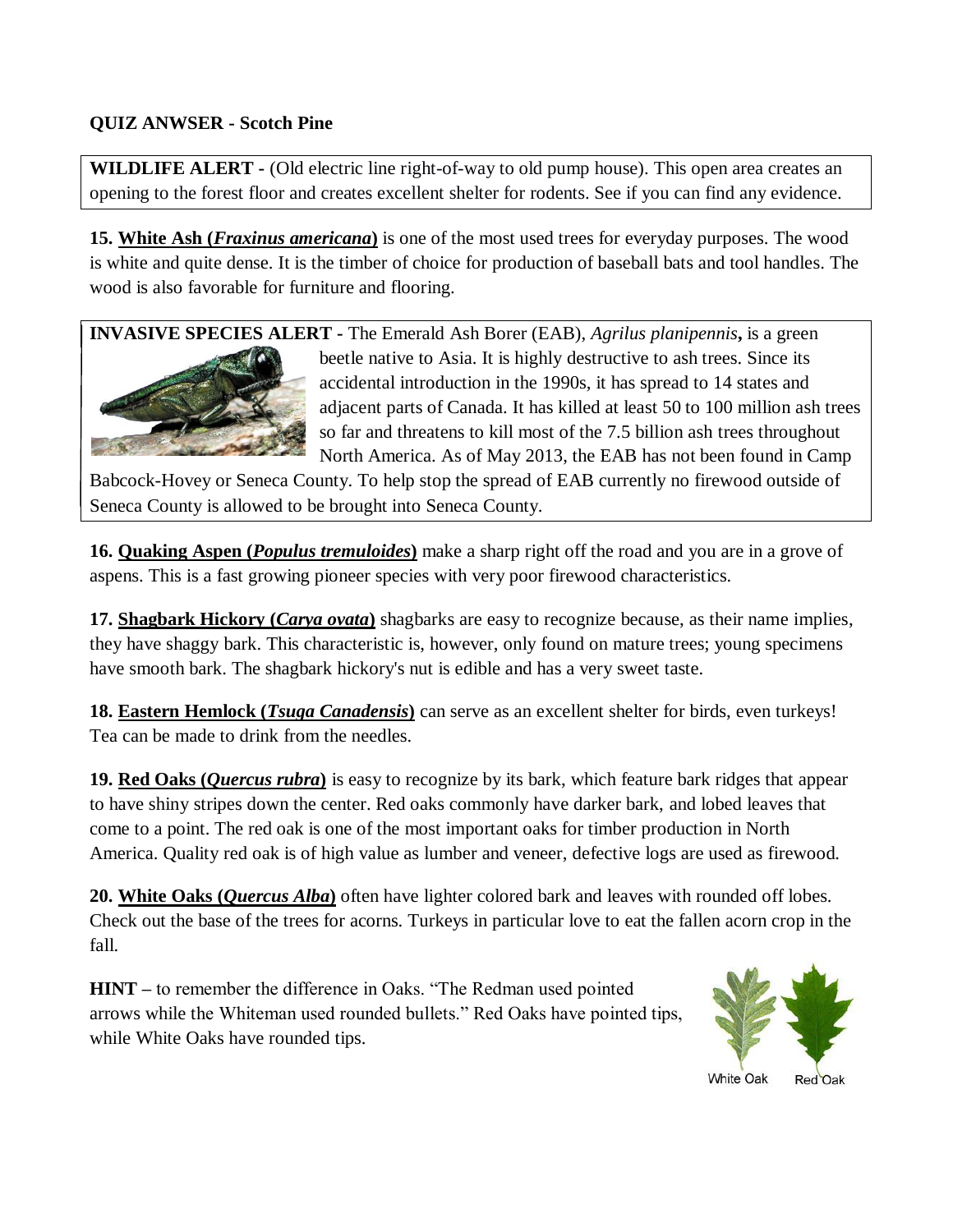**QUIZ ANWSER - Scotch Pine**

**WILDLIFE ALERT -** (Old electric line right-of-way to old pump house). This open area creates an opening to the forest floor and creates excellent shelter for rodents. See if you can find any evidence.

**15. White Ash (*Fraxinus americana*)** is one of the most used trees for everyday purposes. The wood is white and quite dense. It is the timber of choice for production of baseball bats and tool handles. The wood is also favorable for furniture and flooring.

**INVASIVE SPECIES ALERT -** The Emerald Ash Borer (EAB), *Agrilus planipennis***,** is a green beetle native to Asia. It is highly destructive to ash trees. Since its accidental introduction in the 1990s, it has spread to 14 states and adjacent parts of Canada. It has killed at least 50 to 100 million ash trees so far and threatens to kill most of the 7.5 billion ash trees throughout North America. As of May 2013, the EAB has not been found in Camp Babcock-Hovey or Seneca County. To help stop the spread of EAB currently no firewood outside of Seneca County is allowed to be brought into Seneca County.

**16. Quaking Aspen (*Populus tremuloides*)** make a sharp right off the road and you are in a grove of aspens. This is a fast growing pioneer species with very poor firewood characteristics.

**17. Shagbark Hickory (*Carya ovata*)** shagbarks are easy to recognize because, as their name implies, they have shaggy bark. This characteristic is, however, only found on mature trees; young specimens have smooth bark. The shagbark hickory's nut is edible and has a very sweet taste.

**18. Eastern Hemlock (*Tsuga Canadensis*)** can serve as an excellent shelter for birds, even turkeys! Tea can be made to drink from the needles.

**19. Red Oaks (*Quercus rubra*)** is easy to recognize by its bark, which feature bark ridges that appear to have shiny stripes down the center. Red oaks commonly have darker bark, and lobed leaves that come to a point. The red oak is one of the most important oaks for timber production in North America. Quality red oak is of high value as lumber and veneer, defective logs are used as firewood.

**20. White Oaks (*Quercus Alba*)** often have lighter colored bark and leaves with rounded off lobes. Check out the base of the trees for acorns. Turkeys in particular love to eat the fallen acorn crop in the fall.

**HINT –** to remember the difference in Oaks. "The Redman used pointed arrows while the Whiteman used rounded bullets." Red Oaks have pointed tips, while White Oaks have rounded tips.

White Oak Red Oak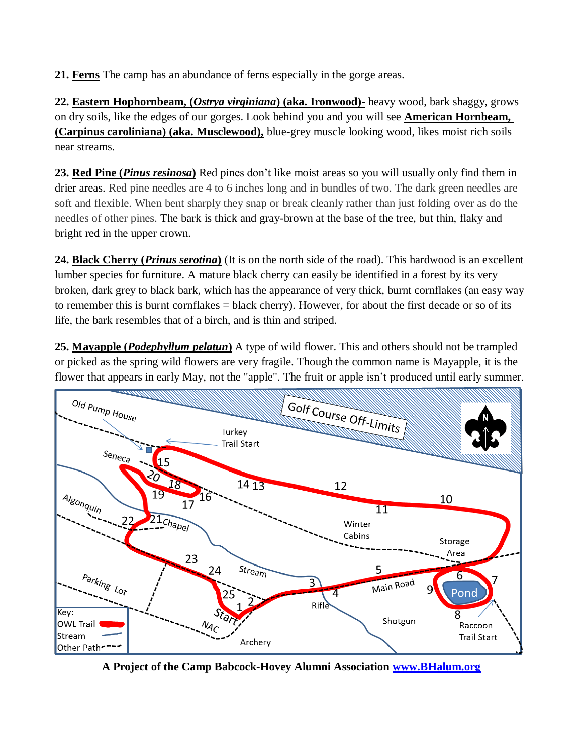**21. Ferns** The camp has an abundance of ferns especially in the gorge areas.

**22. Eastern Hophornbeam, (*Ostrya virginiana*) (aka. Ironwood)-** heavy wood, bark shaggy, grows on dry soils, like the edges of our gorges. Look behind you and you will see **American Hornbeam, (Carpinus caroliniana) (aka. Musclewood),** blue-grey muscle looking wood, likes moist rich soils near streams.

**23. Red Pine (*Pinus resinosa*)** Red pines don't like moist areas so you will usually only find them in drier areas. Red pine needles are 4 to 6 inches long and in bundles of two. The dark green needles are soft and flexible. When bent sharply they snap or break cleanly rather than just folding over as do the needles of other pines. The bark is thick and gray-brown at the base of the tree, but thin, flaky and bright red in the upper crown.

**24. Black Cherry (*Prinus serotina*)** (It is on the north side of the road). This hardwood is an excellent lumber species for furniture. A mature black cherry can easily be identified in a forest by its very broken, dark grey to black bark, which has the appearance of very thick, burnt cornflakes (an easy way to remember this is burnt cornflakes = black cherry). However, for about the first decade or so of its life, the bark resembles that of a birch, and is thin and striped.

**25. Mayapple (*Podephyllum pelatun*)** A type of wild flower. This and others should not be trampled or picked as the spring wild flowers are very fragile. Though the common name is Mayapple, it is the flower that appears in early May, not the "apple". The fruit or apple isn't produced until early summer.

Old Pump House
Turkey Trail Start
Golf Course Off-Limits
Seneca
15
20 18
19
17
16
14 13
12
11
10
Algonquin
22
21 Chapel
Winter Cabins
Storage Area
23
24
Stream
3
5
6
7
Parking Lot
25
2
1
Start
NAC
4
Rifle
Main Road
9
Pond
8
Raccoon Trail Start
Shotgun
Archery
Key:
OWL Trail
Stream
Other Path

**A Project of the Camp Babcock-Hovey Alumni Association www.BHalum.org**